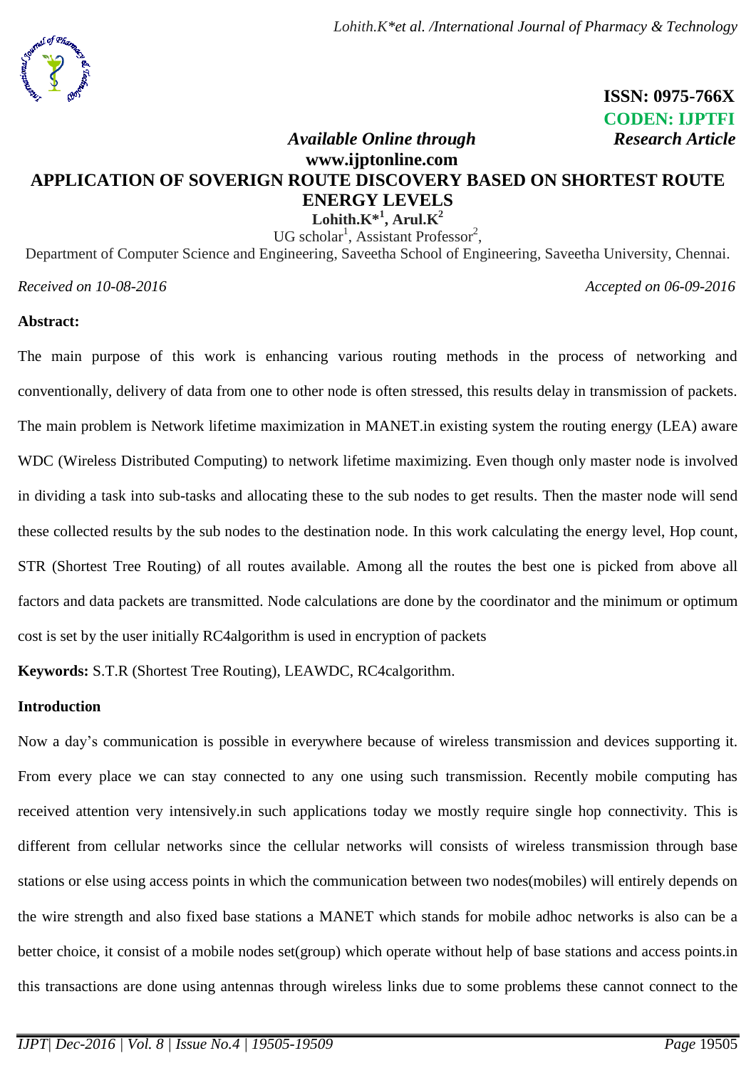**ISSN: 0975-766X**
**CODEN: IJPTFI**
*Available Online through* *Research Article*
**www.ijptonline.com**

# APPLICATION OF SOVERIGN ROUTE DISCOVERY BASED ON SHORTEST ROUTE ENERGY LEVELS

**Lohith.K*[1], Arul.K[2]**

UG scholar[1], Assistant Professor[2],

Department of Computer Science and Engineering, Saveetha School of Engineering, Saveetha University, Chennai.

*Received on 10-08-2016* *Accepted on 06-09-2016*

## Abstract:

The main purpose of this work is enhancing various routing methods in the process of networking and conventionally, delivery of data from one to other node is often stressed, this results delay in transmission of packets. The main problem is Network lifetime maximization in MANET.in existing system the routing energy (LEA) aware WDC (Wireless Distributed Computing) to network lifetime maximizing. Even though only master node is involved in dividing a task into sub-tasks and allocating these to the sub nodes to get results. Then the master node will send these collected results by the sub nodes to the destination node. In this work calculating the energy level, Hop count, STR (Shortest Tree Routing) of all routes available. Among all the routes the best one is picked from above all factors and data packets are transmitted. Node calculations are done by the coordinator and the minimum or optimum cost is set by the user initially RC4algorithm is used in encryption of packets

**Keywords:** S.T.R (Shortest Tree Routing), LEAWDC, RC4calgorithm.

## Introduction

Now a day's communication is possible in everywhere because of wireless transmission and devices supporting it. From every place we can stay connected to any one using such transmission. Recently mobile computing has received attention very intensively.in such applications today we mostly require single hop connectivity. This is different from cellular networks since the cellular networks will consists of wireless transmission through base stations or else using access points in which the communication between two nodes(mobiles) will entirely depends on the wire strength and also fixed base stations a MANET which stands for mobile adhoc networks is also can be a better choice, it consist of a mobile nodes set(group) which operate without help of base stations and access points.in this transactions are done using antennas through wireless links due to some problems these cannot connect to the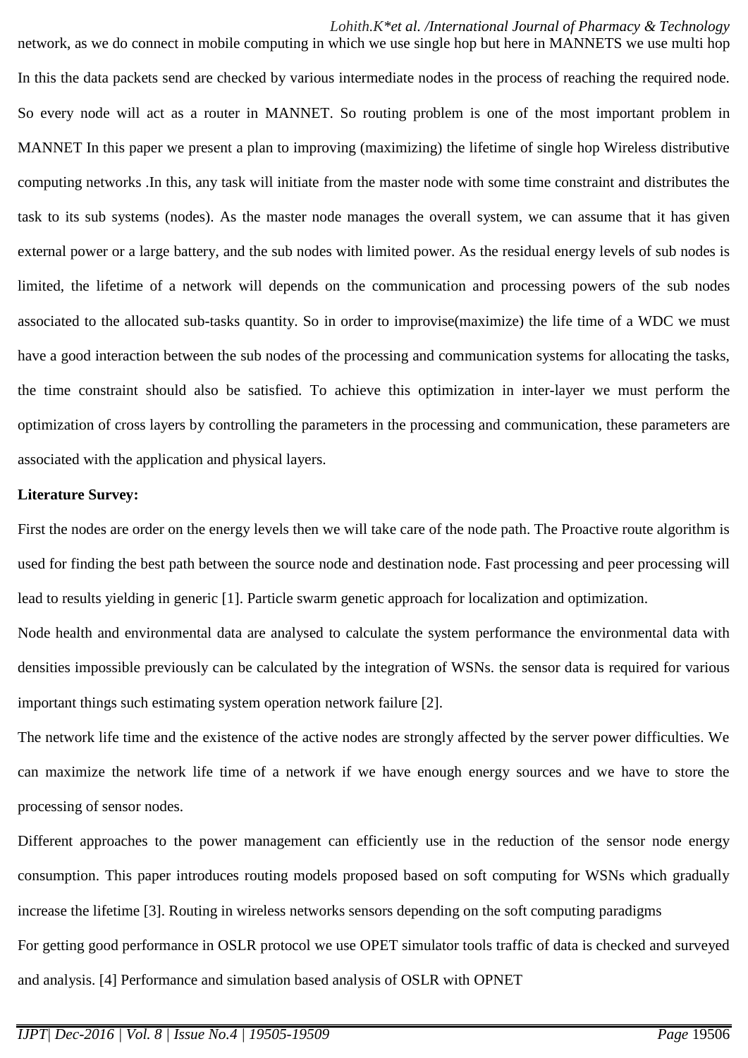network, as we do connect in mobile computing in which we use single hop but here in MANNETS we use multi hop In this the data packets send are checked by various intermediate nodes in the process of reaching the required node. So every node will act as a router in MANNET. So routing problem is one of the most important problem in MANNET In this paper we present a plan to improving (maximizing) the lifetime of single hop Wireless distributive computing networks .In this, any task will initiate from the master node with some time constraint and distributes the task to its sub systems (nodes). As the master node manages the overall system, we can assume that it has given external power or a large battery, and the sub nodes with limited power. As the residual energy levels of sub nodes is limited, the lifetime of a network will depends on the communication and processing powers of the sub nodes associated to the allocated sub-tasks quantity. So in order to improvise(maximize) the life time of a WDC we must have a good interaction between the sub nodes of the processing and communication systems for allocating the tasks, the time constraint should also be satisfied. To achieve this optimization in inter-layer we must perform the optimization of cross layers by controlling the parameters in the processing and communication, these parameters are associated with the application and physical layers.

**Literature Survey:**

First the nodes are order on the energy levels then we will take care of the node path. The Proactive route algorithm is used for finding the best path between the source node and destination node. Fast processing and peer processing will lead to results yielding in generic [1]. Particle swarm genetic approach for localization and optimization.

Node health and environmental data are analysed to calculate the system performance the environmental data with densities impossible previously can be calculated by the integration of WSNs. the sensor data is required for various important things such estimating system operation network failure [2].

The network life time and the existence of the active nodes are strongly affected by the server power difficulties. We can maximize the network life time of a network if we have enough energy sources and we have to store the processing of sensor nodes.

Different approaches to the power management can efficiently use in the reduction of the sensor node energy consumption. This paper introduces routing models proposed based on soft computing for WSNs which gradually increase the lifetime [3]. Routing in wireless networks sensors depending on the soft computing paradigms

For getting good performance in OSLR protocol we use OPET simulator tools traffic of data is checked and surveyed and analysis. [4] Performance and simulation based analysis of OSLR with OPNET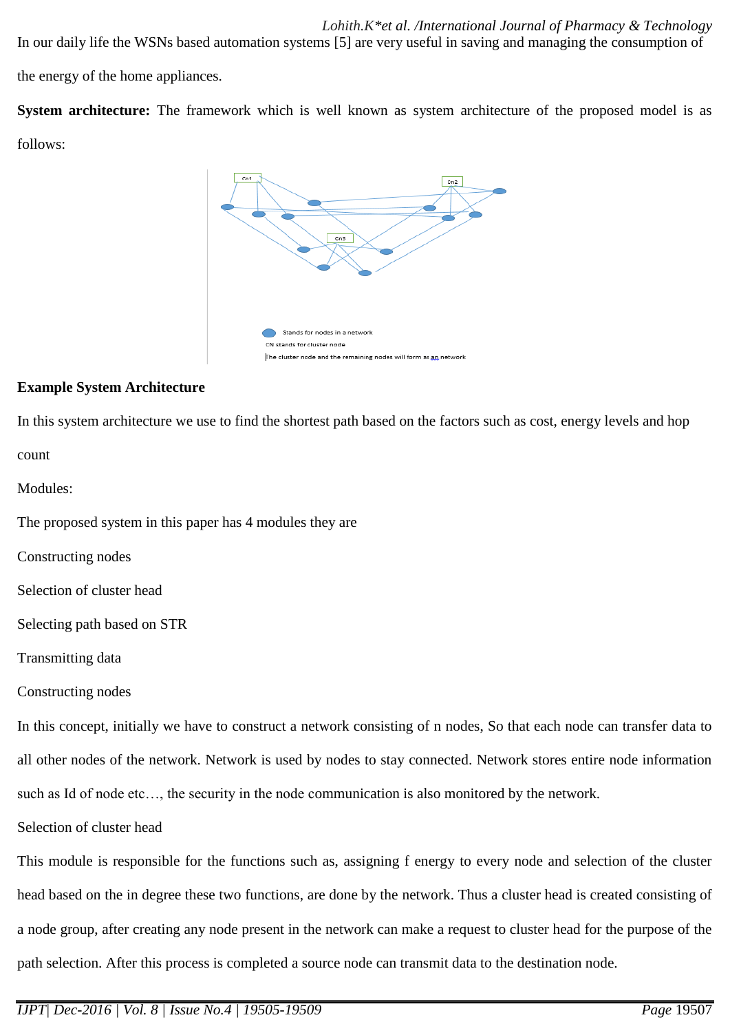In our daily life the WSNs based automation systems [5] are very useful in saving and managing the consumption of the energy of the home appliances.

**System architecture:** The framework which is well known as system architecture of the proposed model is as follows:

Stands for nodes in a network

CN stands for cluster node

The cluster node and the remaining nodes will form as an network

**Example System Architecture**

In this system architecture we use to find the shortest path based on the factors such as cost, energy levels and hop count

Modules:

The proposed system in this paper has 4 modules they are

Constructing nodes

Selection of cluster head

Selecting path based on STR

Transmitting data

Constructing nodes

In this concept, initially we have to construct a network consisting of n nodes, So that each node can transfer data to all other nodes of the network. Network is used by nodes to stay connected. Network stores entire node information such as Id of node etc…, the security in the node communication is also monitored by the network.

Selection of cluster head

This module is responsible for the functions such as, assigning f energy to every node and selection of the cluster head based on the in degree these two functions, are done by the network. Thus a cluster head is created consisting of a node group, after creating any node present in the network can make a request to cluster head for the purpose of the path selection. After this process is completed a source node can transmit data to the destination node.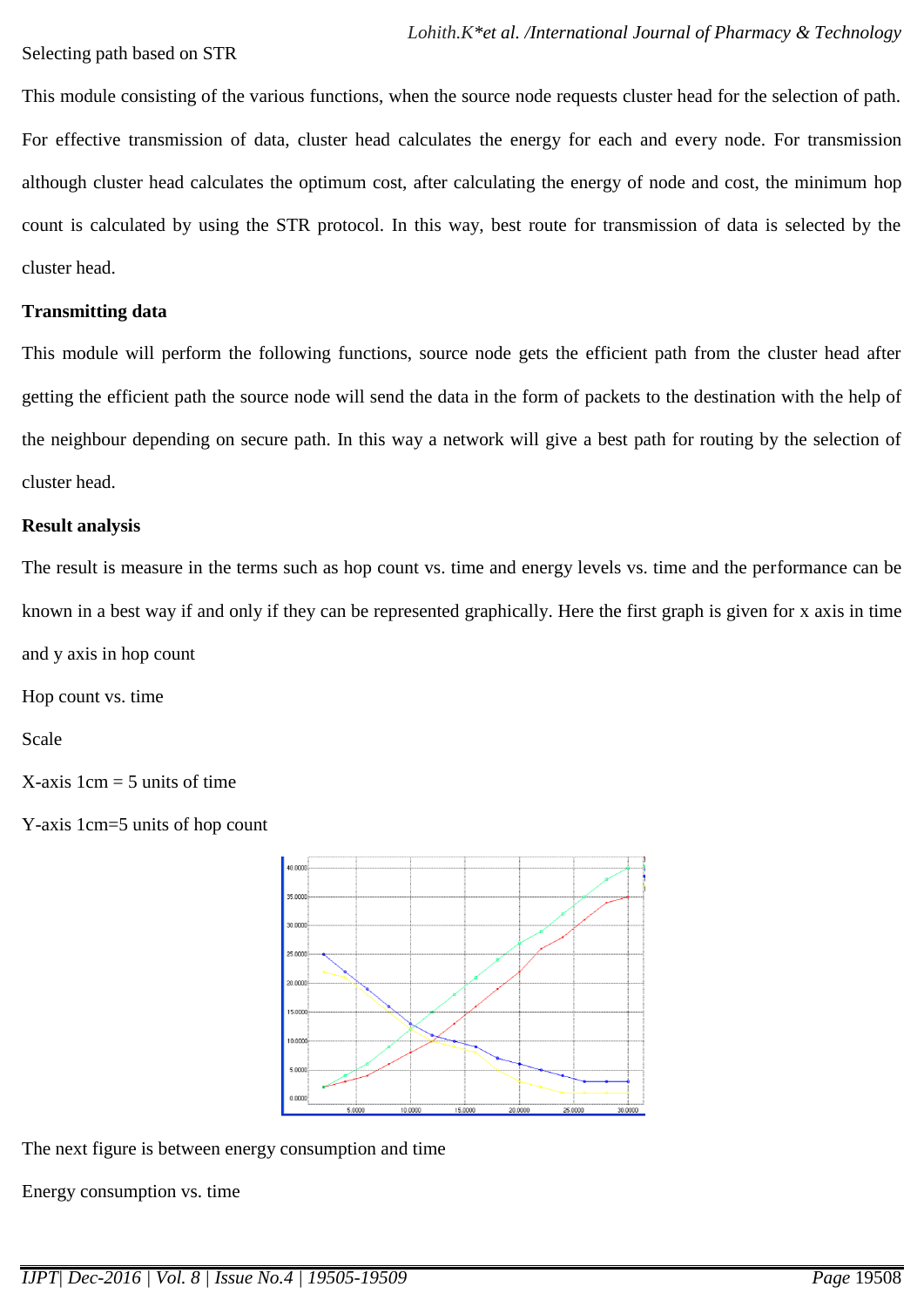Selecting path based on STR

This module consisting of the various functions, when the source node requests cluster head for the selection of path. For effective transmission of data, cluster head calculates the energy for each and every node. For transmission although cluster head calculates the optimum cost, after calculating the energy of node and cost, the minimum hop count is calculated by using the STR protocol. In this way, best route for transmission of data is selected by the cluster head.

**Transmitting data**

This module will perform the following functions, source node gets the efficient path from the cluster head after getting the efficient path the source node will send the data in the form of packets to the destination with the help of the neighbour depending on secure path. In this way a network will give a best path for routing by the selection of cluster head.

**Result analysis**

The result is measure in the terms such as hop count vs. time and energy levels vs. time and the performance can be known in a best way if and only if they can be represented graphically. Here the first graph is given for x axis in time and y axis in hop count

Hop count vs. time

Scale

X-axis 1cm = 5 units of time

Y-axis 1cm=5 units of hop count

The next figure is between energy consumption and time

Energy consumption vs. time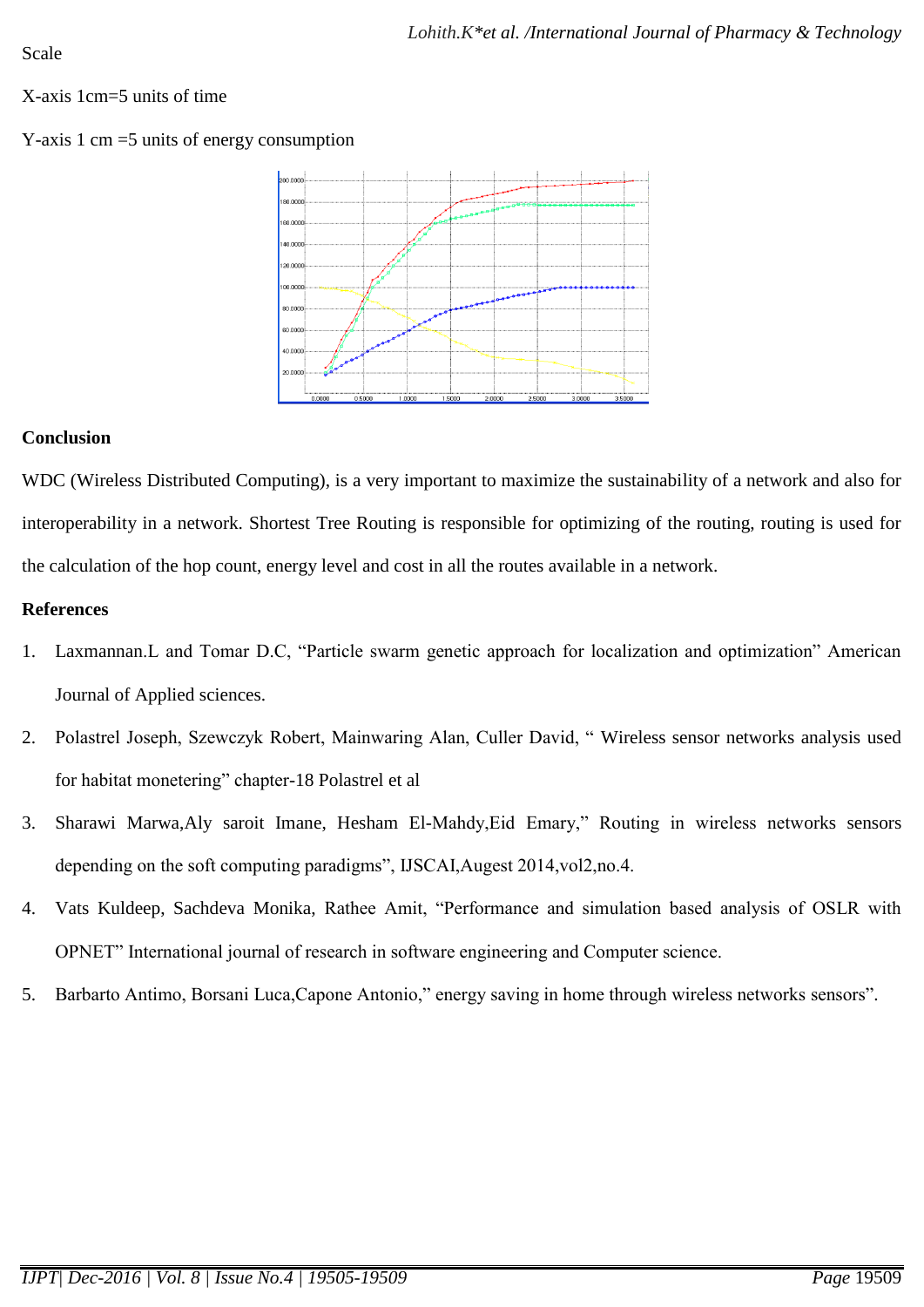Scale

X-axis 1cm=5 units of time

Y-axis 1 cm =5 units of energy consumption

200.0000
180.0000
160.0000
140.0000
120.0000
100.0000
80.0000
60.0000
40.0000
20.0000

0.0000
0.5000
1.0000
1.5000
2.0000
2.5000
3.0000
3.5000

**Conclusion**

WDC (Wireless Distributed Computing), is a very important to maximize the sustainability of a network and also for interoperability in a network. Shortest Tree Routing is responsible for optimizing of the routing, routing is used for the calculation of the hop count, energy level and cost in all the routes available in a network.

**References**

1. Laxmannan.L and Tomar D.C, "Particle swarm genetic approach for localization and optimization" American Journal of Applied sciences.
2. Polastrel Joseph, Szewczyk Robert, Mainwaring Alan, Culler David, " Wireless sensor networks analysis used for habitat monetering" chapter-18 Polastrel et al
3. Sharawi Marwa,Aly saroit Imane, Hesham El-Mahdy,Eid Emary," Routing in wireless networks sensors depending on the soft computing paradigms", IJSCAI,Augest 2014,vol2,no.4.
4. Vats Kuldeep, Sachdeva Monika, Rathee Amit, "Performance and simulation based analysis of OSLR with OPNET" International journal of research in software engineering and Computer science.
5. Barbarto Antimo, Borsani Luca,Capone Antonio," energy saving in home through wireless networks sensors".